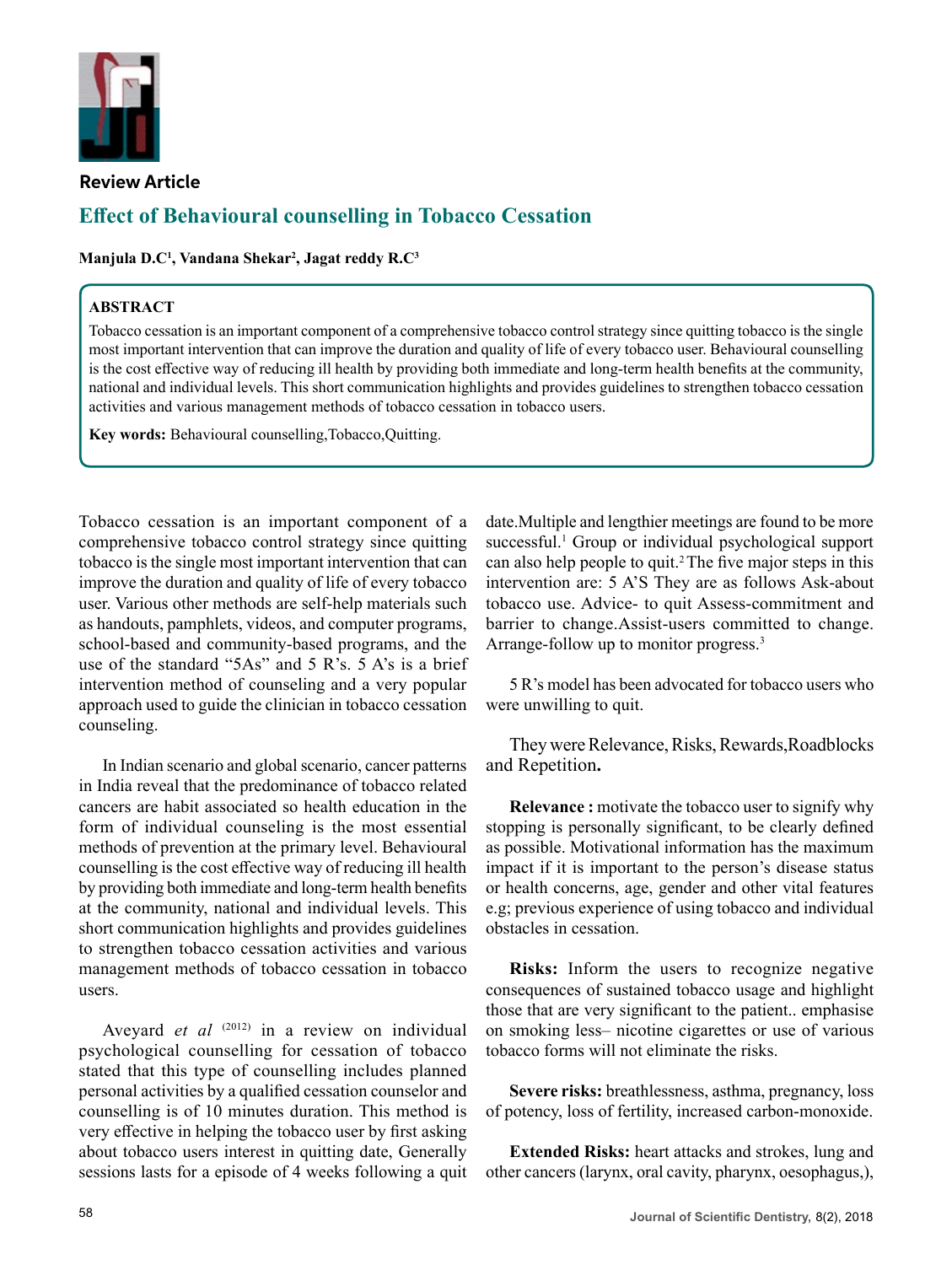Review Article

# Effect of Behavioural counselling in Tobacco Cessation

**Manjula D.C[1], Vandana Shekar[2], Jagat reddy R.C[3]**

## ABSTRACT

Tobacco cessation is an important component of a comprehensive tobacco control strategy since quitting tobacco is the single most important intervention that can improve the duration and quality of life of every tobacco user. Behavioural counselling is the cost effective way of reducing ill health by providing both immediate and long-term health benefits at the community, national and individual levels. This short communication highlights and provides guidelines to strengthen tobacco cessation activities and various management methods of tobacco cessation in tobacco users.

**Key words:** Behavioural counselling,Tobacco,Quitting.

Tobacco cessation is an important component of a comprehensive tobacco control strategy since quitting tobacco is the single most important intervention that can improve the duration and quality of life of every tobacco user. Various other methods are self-help materials such as handouts, pamphlets, videos, and computer programs, school-based and community-based programs, and the use of the standard "5As" and 5 R's. 5 A's is a brief intervention method of counseling and a very popular approach used to guide the clinician in tobacco cessation counseling.

In Indian scenario and global scenario, cancer patterns in India reveal that the predominance of tobacco related cancers are habit associated so health education in the form of individual counseling is the most essential methods of prevention at the primary level. Behavioural counselling is the cost effective way of reducing ill health by providing both immediate and long-term health benefits at the community, national and individual levels. This short communication highlights and provides guidelines to strengthen tobacco cessation activities and various management methods of tobacco cessation in tobacco users.

Aveyard *et al* (2012) in a review on individual psychological counselling for cessation of tobacco stated that this type of counselling includes planned personal activities by a qualified cessation counselor and counselling is of 10 minutes duration. This method is very effective in helping the tobacco user by first asking about tobacco users interest in quitting date, Generally sessions lasts for a episode of 4 weeks following a quit date.Multiple and lengthier meetings are found to be more successful.[1] Group or individual psychological support can also help people to quit.[2] The five major steps in this intervention are: 5 A'S They are as follows Ask-about tobacco use. Advice- to quit Assess-commitment and barrier to change.Assist-users committed to change. Arrange-follow up to monitor progress.[3]

5 R's model has been advocated for tobacco users who were unwilling to quit.

They were Relevance, Risks, Rewards,Roadblocks and Repetition**.**

**Relevance :** motivate the tobacco user to signify why stopping is personally significant, to be clearly defined as possible. Motivational information has the maximum impact if it is important to the person's disease status or health concerns, age, gender and other vital features e.g; previous experience of using tobacco and individual obstacles in cessation.

**Risks:** Inform the users to recognize negative consequences of sustained tobacco usage and highlight those that are very significant to the patient.. emphasise on smoking less– nicotine cigarettes or use of various tobacco forms will not eliminate the risks.

**Severe risks:** breathlessness, asthma, pregnancy, loss of potency, loss of fertility, increased carbon-monoxide.

**Extended Risks:** heart attacks and strokes, lung and other cancers (larynx, oral cavity, pharynx, oesophagus,),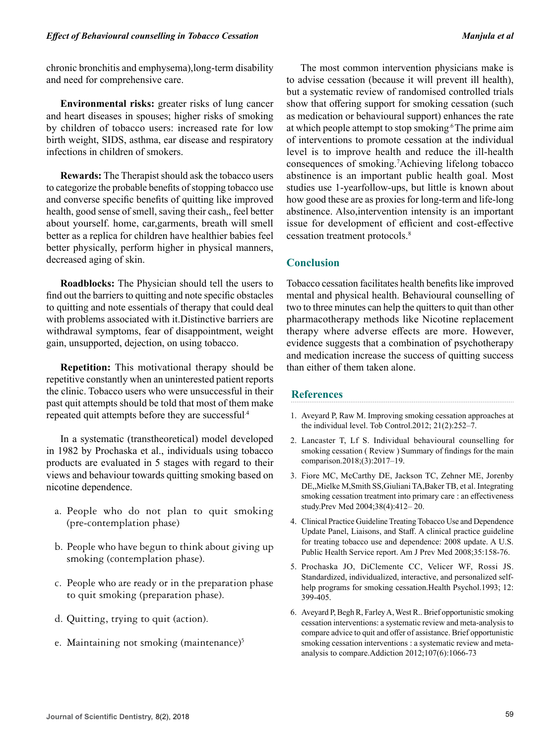chronic bronchitis and emphysema),long-term disability and need for comprehensive care.

**Environmental risks:** greater risks of lung cancer and heart diseases in spouses; higher risks of smoking by children of tobacco users: increased rate for low birth weight, SIDS, asthma, ear disease and respiratory infections in children of smokers.

**Rewards:** The Therapist should ask the tobacco users to categorize the probable benefits of stopping tobacco use and converse specific benefits of quitting like improved health, good sense of smell, saving their cash,, feel better about yourself. home, car,garments, breath will smell better as a replica for children have healthier babies feel better physically, perform higher in physical manners, decreased aging of skin.

**Roadblocks:** The Physician should tell the users to find out the barriers to quitting and note specific obstacles to quitting and note essentials of therapy that could deal with problems associated with it.Distinctive barriers are withdrawal symptoms, fear of disappointment, weight gain, unsupported, dejection, on using tobacco.

**Repetition:** This motivational therapy should be repetitive constantly when an uninterested patient reports the clinic. Tobacco users who were unsuccessful in their past quit attempts should be told that most of them make repeated quit attempts before they are successful.[4]

In a systematic (transtheoretical) model developed in 1982 by Prochaska et al., individuals using tobacco products are evaluated in 5 stages with regard to their views and behaviour towards quitting smoking based on nicotine dependence.

a. People who do not plan to quit smoking (pre-contemplation phase)
b. People who have begun to think about giving up smoking (contemplation phase).
c. People who are ready or in the preparation phase to quit smoking (preparation phase).
d. Quitting, trying to quit (action).
e. Maintaining not smoking (maintenance)[5]

The most common intervention physicians make is to advise cessation (because it will prevent ill health), but a systematic review of randomised controlled trials show that offering support for smoking cessation (such as medication or behavioural support) enhances the rate at which people attempt to stop smoking.[6] The prime aim of interventions to promote cessation at the individual level is to improve health and reduce the ill-health consequences of smoking.[7]Achieving lifelong tobacco abstinence is an important public health goal. Most studies use 1-yearfollow-ups, but little is known about how good these are as proxies for long-term and life-long abstinence. Also,intervention intensity is an important issue for development of efficient and cost-effective cessation treatment protocols.[8]

## Conclusion

Tobacco cessation facilitates health benefits like improved mental and physical health. Behavioural counselling of two to three minutes can help the quitters to quit than other pharmacotherapy methods like Nicotine replacement therapy where adverse effects are more. However, evidence suggests that a combination of psychotherapy and medication increase the success of quitting success than either of them taken alone.

## References

1. Aveyard P, Raw M. Improving smoking cessation approaches at the individual level. Tob Control.2012; 21(2):252–7.
2. Lancaster T, Lf S. Individual behavioural counselling for smoking cessation ( Review ) Summary of findings for the main comparison.2018;(3):2017–19.
3. Fiore MC, McCarthy DE, Jackson TC, Zehner ME, Jorenby DE,,Mielke M,Smith SS,Giuliani TA,Baker TB, et al. Integrating smoking cessation treatment into primary care : an effectiveness study.Prev Med 2004;38(4):412– 20.
4. Clinical Practice Guideline Treating Tobacco Use and Dependence Update Panel, Liaisons, and Staff. A clinical practice guideline for treating tobacco use and dependence: 2008 update. A U.S. Public Health Service report. Am J Prev Med 2008;35:158-76.
5. Prochaska JO, DiClemente CC, Velicer WF, Rossi JS. Standardized, individualized, interactive, and personalized self-help programs for smoking cessation.Health Psychol.1993; 12: 399-405.
6. Aveyard P, Begh R, Farley A, West R.. Brief opportunistic smoking cessation interventions: a systematic review and meta-analysis to compare advice to quit and offer of assistance. Brief opportunistic smoking cessation interventions : a systematic review and meta-analysis to compare.Addiction 2012;107(6):1066-73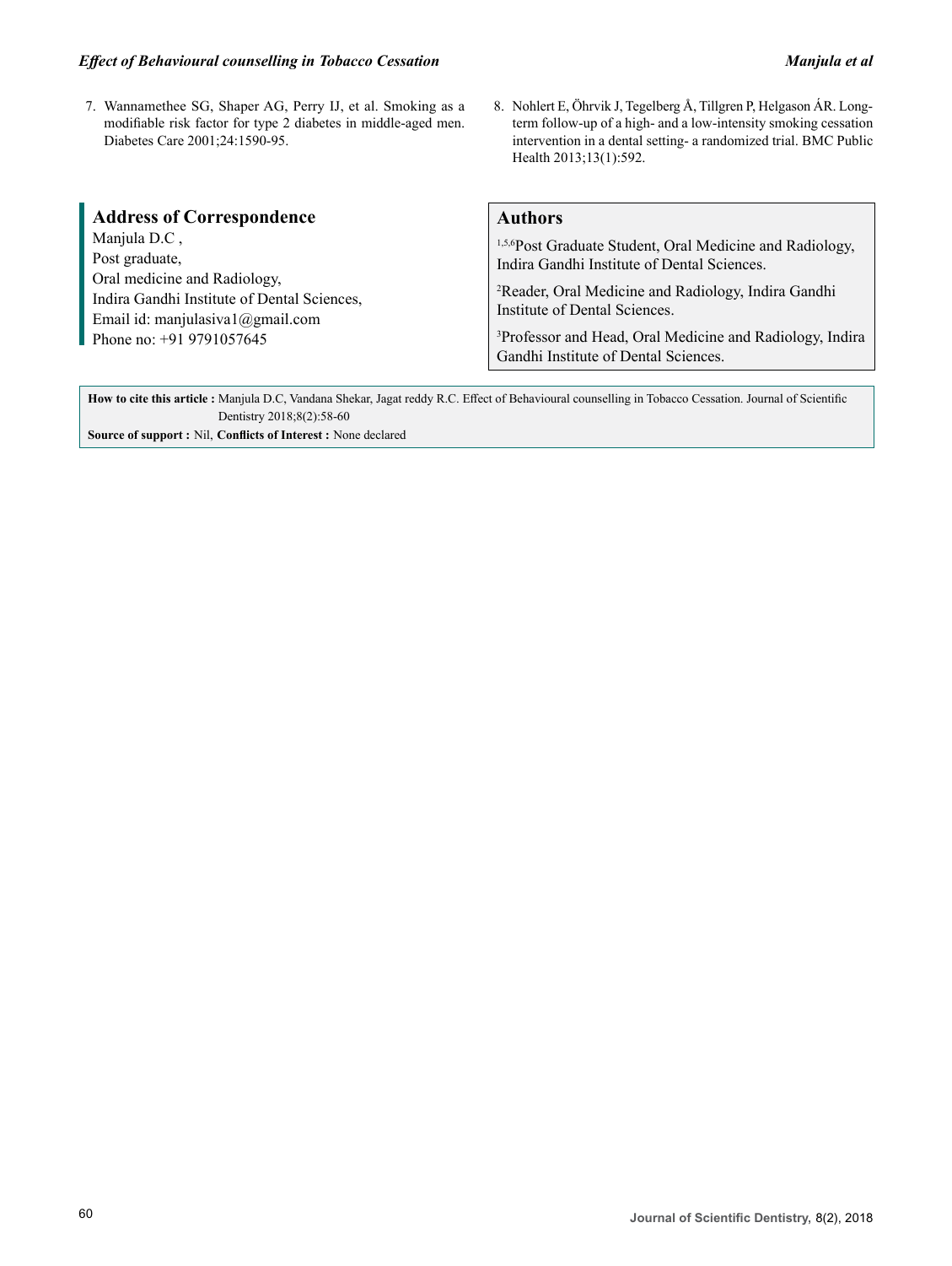7. Wannamethee SG, Shaper AG, Perry IJ, et al. Smoking as a modifiable risk factor for type 2 diabetes in middle-aged men. Diabetes Care 2001;24:1590-95.
8. Nohlert E, Öhrvik J, Tegelberg Å, Tillgren P, Helgason ÁR. Long-term follow-up of a high- and a low-intensity smoking cessation intervention in a dental setting- a randomized trial. BMC Public Health 2013;13(1):592.

## Address of Correspondence

Manjula D.C ,
Post graduate,
Oral medicine and Radiology,
Indira Gandhi Institute of Dental Sciences,
Email id: manjulasiva1@gmail.com
Phone no: +91 9791057645

## Authors

[1,5,6]Post Graduate Student, Oral Medicine and Radiology, Indira Gandhi Institute of Dental Sciences.

[2]Reader, Oral Medicine and Radiology, Indira Gandhi Institute of Dental Sciences.

[3]Professor and Head, Oral Medicine and Radiology, Indira Gandhi Institute of Dental Sciences.

**How to cite this article :** Manjula D.C, Vandana Shekar, Jagat reddy R.C. Effect of Behavioural counselling in Tobacco Cessation. Journal of Scientific Dentistry 2018;8(2):58-60

**Source of support :** Nil, **Conflicts of Interest :** None declared